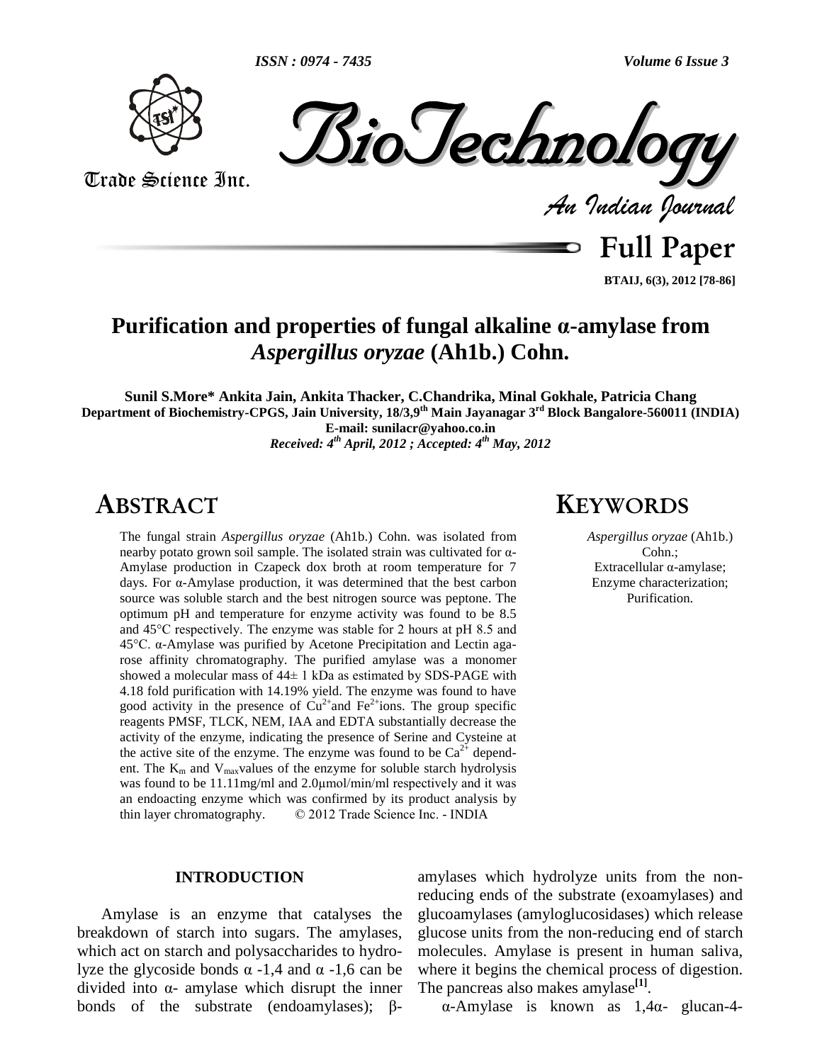# Purification and properties of fungal alkaline α-amylase from *Aspergillus oryzae* (Ah1b.) Cohn.

**Sunil S.More\* Ankita Jain, Ankita Thacker, C.Chandrika, Minal Gokhale, Patricia Chang**

**Department of Biochemistry-CPGS, Jain University, 18/3,9th Main Jayanagar 3rd Block Bangalore-560011 (INDIA)**

**E-mail: sunilacr@yahoo.co.in**

*Received: 4th April, 2012 ; Accepted: 4th May, 2012*

## ABSTRACT

The fungal strain *Aspergillus oryzae* (Ah1b.) Cohn. was isolated from nearby potato grown soil sample. The isolated strain was cultivated for α-Amylase production in Czapeck dox broth at room temperature for 7 days. For α-Amylase production, it was determined that the best carbon source was soluble starch and the best nitrogen source was peptone. The optimum pH and temperature for enzyme activity was found to be 8.5 and 45°C respectively. The enzyme was stable for 2 hours at pH 8.5 and 45°C. α-Amylase was purified by Acetone Precipitation and Lectin agarose affinity chromatography. The purified amylase was a monomer showed a molecular mass of 44± 1 kDa as estimated by SDS-PAGE with 4.18 fold purification with 14.19% yield. The enzyme was found to have good activity in the presence of $Cu^{2+}$and $Fe^{2+}$ions. The group specific reagents PMSF, TLCK, NEM, IAA and EDTA substantially decrease the activity of the enzyme, indicating the presence of Serine and Cysteine at the active site of the enzyme. The enzyme was found to be $Ca^{2+}$ dependent. The $K_m$ and $V_{max}$values of the enzyme for soluble starch hydrolysis was found to be 11.11mg/ml and 2.0μmol/min/ml respectively and it was an endoacting enzyme which was confirmed by its product analysis by thin layer chromatography. © 2012 Trade Science Inc. - INDIA

## KEYWORDS

*Aspergillus oryzae* (Ah1b.) Cohn.;
Extracellular α-amylase;
Enzyme characterization;
Purification.

## INTRODUCTION

Amylase is an enzyme that catalyses the breakdown of starch into sugars. The amylases, which act on starch and polysaccharides to hydrolyze the glycoside bonds α -1,4 and α -1,6 can be divided into α- amylase which disrupt the inner bonds of the substrate (endoamylases); β-amylases which hydrolyze units from the non-reducing ends of the substrate (exoamylases) and glucoamylases (amyloglucosidases) which release glucose units from the non-reducing end of starch molecules. Amylase is present in human saliva, where it begins the chemical process of digestion. The pancreas also makes amylase[1].

α-Amylase is known as 1,4α- glucan-4-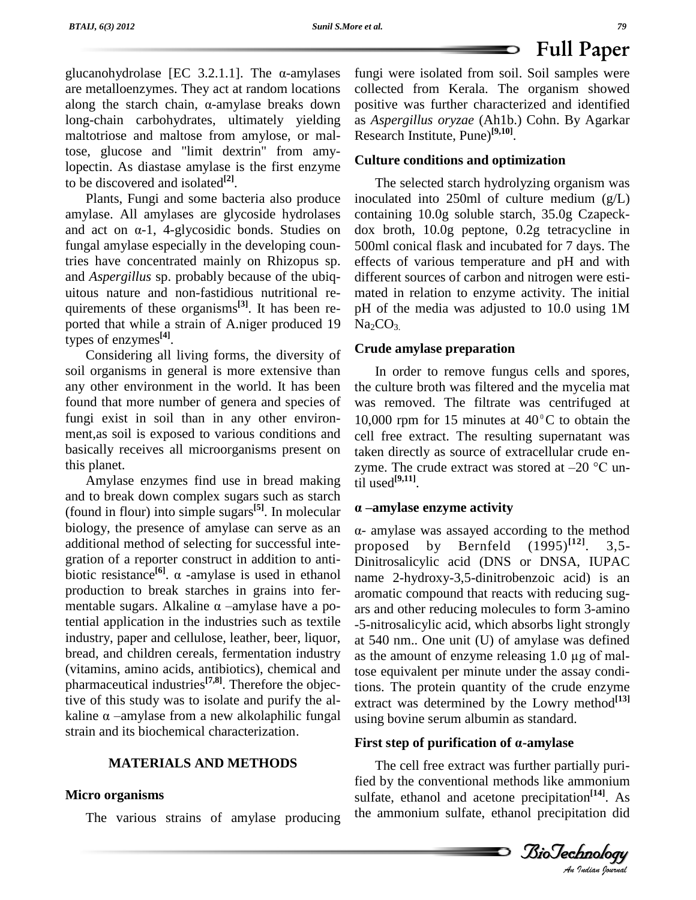glucanohydrolase [EC 3.2.1.1]. The α-amylases are metalloenzymes. They act at random locations along the starch chain, α-amylase breaks down long-chain carbohydrates, ultimately yielding maltotriose and maltose from amylose, or maltose, glucose and "limit dextrin" from amylopectin. As diastase amylase is the first enzyme to be discovered and isolated[2].

Plants, Fungi and some bacteria also produce amylase. All amylases are glycoside hydrolases and act on α-1, 4-glycosidic bonds. Studies on fungal amylase especially in the developing countries have concentrated mainly on Rhizopus sp. and *Aspergillus* sp. probably because of the ubiquitous nature and non-fastidious nutritional requirements of these organisms[3]. It has been reported that while a strain of A.niger produced 19 types of enzymes[4].

Considering all living forms, the diversity of soil organisms in general is more extensive than any other environment in the world. It has been found that more number of genera and species of fungi exist in soil than in any other environment,as soil is exposed to various conditions and basically receives all microorganisms present on this planet.

Amylase enzymes find use in bread making and to break down complex sugars such as starch (found in flour) into simple sugars[5]. In molecular biology, the presence of amylase can serve as an additional method of selecting for successful integration of a reporter construct in addition to antibiotic resistance[6]. α -amylase is used in ethanol production to break starches in grains into fermentable sugars. Alkaline α –amylase have a potential application in the industries such as textile industry, paper and cellulose, leather, beer, liquor, bread, and children cereals, fermentation industry (vitamins, amino acids, antibiotics), chemical and pharmaceutical industries[7,8]. Therefore the objective of this study was to isolate and purify the alkaline α –amylase from a new alkolaphilic fungal strain and its biochemical characterization.

## MATERIALS AND METHODS

### Micro organisms

The various strains of amylase producing fungi were isolated from soil. Soil samples were collected from Kerala. The organism showed positive was further characterized and identified as *Aspergillus oryzae* (Ah1b.) Cohn. By Agarkar Research Institute, Pune)[9,10].

### Culture conditions and optimization

The selected starch hydrolyzing organism was inoculated into 250ml of culture medium (g/L) containing 10.0g soluble starch, 35.0g Czapeck-dox broth, 10.0g peptone, 0.2g tetracycline in 500ml conical flask and incubated for 7 days. The effects of various temperature and pH and with different sources of carbon and nitrogen were estimated in relation to enzyme activity. The initial pH of the media was adjusted to 10.0 using 1M $Na_2CO_3$.

### Crude amylase preparation

In order to remove fungus cells and spores, the culture broth was filtered and the mycelia mat was removed. The filtrate was centrifuged at 10,000 rpm for 15 minutes at 40°C to obtain the cell free extract. The resulting supernatant was taken directly as source of extracellular crude enzyme. The crude extract was stored at –20 °C until used[9,11].

### α –amylase enzyme activity

α- amylase was assayed according to the method proposed by Bernfeld (1995)[12]. 3,5-Dinitrosalicylic acid (DNS or DNSA, IUPAC name 2-hydroxy-3,5-dinitrobenzoic acid) is an aromatic compound that reacts with reducing sugars and other reducing molecules to form 3-amino-5-nitrosalicylic acid, which absorbs light strongly at 540 nm.. One unit (U) of amylase was defined as the amount of enzyme releasing 1.0 μg of maltose equivalent per minute under the assay conditions. The protein quantity of the crude enzyme extract was determined by the Lowry method[13] using bovine serum albumin as standard.

### First step of purification of α-amylase

The cell free extract was further partially purified by the conventional methods like ammonium sulfate, ethanol and acetone precipitation[14]. As the ammonium sulfate, ethanol precipitation did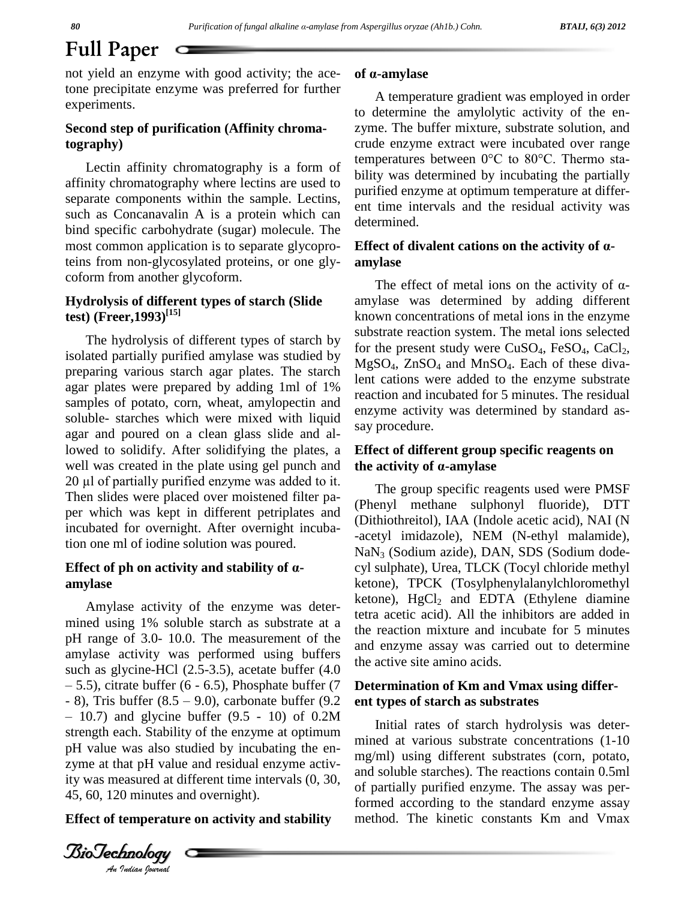not yield an enzyme with good activity; the acetone precipitate enzyme was preferred for further experiments.

### Second step of purification (Affinity chromatography)

Lectin affinity chromatography is a form of affinity chromatography where lectins are used to separate components within the sample. Lectins, such as Concanavalin A is a protein which can bind specific carbohydrate (sugar) molecule. The most common application is to separate glycoproteins from non-glycosylated proteins, or one glycoform from another glycoform.

### Hydrolysis of different types of starch (Slide test) (Freer,1993)[15]

The hydrolysis of different types of starch by isolated partially purified amylase was studied by preparing various starch agar plates. The starch agar plates were prepared by adding 1ml of 1% samples of potato, corn, wheat, amylopectin and soluble- starches which were mixed with liquid agar and poured on a clean glass slide and allowed to solidify. After solidifying the plates, a well was created in the plate using gel punch and 20 μl of partially purified enzyme was added to it. Then slides were placed over moistened filter paper which was kept in different petriplates and incubated for overnight. After overnight incubation one ml of iodine solution was poured.

### Effect of ph on activity and stability of α-amylase

Amylase activity of the enzyme was determined using 1% soluble starch as substrate at a pH range of 3.0- 10.0. The measurement of the amylase activity was performed using buffers such as glycine-HCl (2.5-3.5), acetate buffer (4.0 – 5.5), citrate buffer (6 - 6.5), Phosphate buffer (7 - 8), Tris buffer (8.5 – 9.0), carbonate buffer (9.2 – 10.7) and glycine buffer (9.5 - 10) of 0.2M strength each. Stability of the enzyme at optimum pH value was also studied by incubating the enzyme at that pH value and residual enzyme activity was measured at different time intervals (0, 30, 45, 60, 120 minutes and overnight).

### Effect of temperature on activity and stability of α-amylase

A temperature gradient was employed in order to determine the amylolytic activity of the enzyme. The buffer mixture, substrate solution, and crude enzyme extract were incubated over range temperatures between 0°C to 80°C. Thermo stability was determined by incubating the partially purified enzyme at optimum temperature at different time intervals and the residual activity was determined.

### Effect of divalent cations on the activity of α-amylase

The effect of metal ions on the activity of α-amylase was determined by adding different known concentrations of metal ions in the enzyme substrate reaction system. The metal ions selected for the present study were $CuSO_4$, $FeSO_4$, $CaCl_2$, $MgSO_4$, $ZnSO_4$ and $MnSO_4$. Each of these divalent cations were added to the enzyme substrate reaction and incubated for 5 minutes. The residual enzyme activity was determined by standard assay procedure.

### Effect of different group specific reagents on the activity of α-amylase

The group specific reagents used were PMSF (Phenyl methane sulphonyl fluoride), DTT (Dithiothreitol), IAA (Indole acetic acid), NAI (N -acetyl imidazole), NEM (N-ethyl malamide), $NaN_3$ (Sodium azide), DAN, SDS (Sodium dodecyl sulphate), Urea, TLCK (Tocyl chloride methyl ketone), TPCK (Tosylphenylalanylchloromethyl ketone), $HgCl_2$ and EDTA (Ethylene diamine tetra acetic acid). All the inhibitors are added in the reaction mixture and incubate for 5 minutes and enzyme assay was carried out to determine the active site amino acids.

### Determination of Km and Vmax using different types of starch as substrates

Initial rates of starch hydrolysis was determined at various substrate concentrations (1-10 mg/ml) using different substrates (corn, potato, and soluble starches). The reactions contain 0.5ml of partially purified enzyme. The assay was performed according to the standard enzyme assay method. The kinetic constants Km and Vmax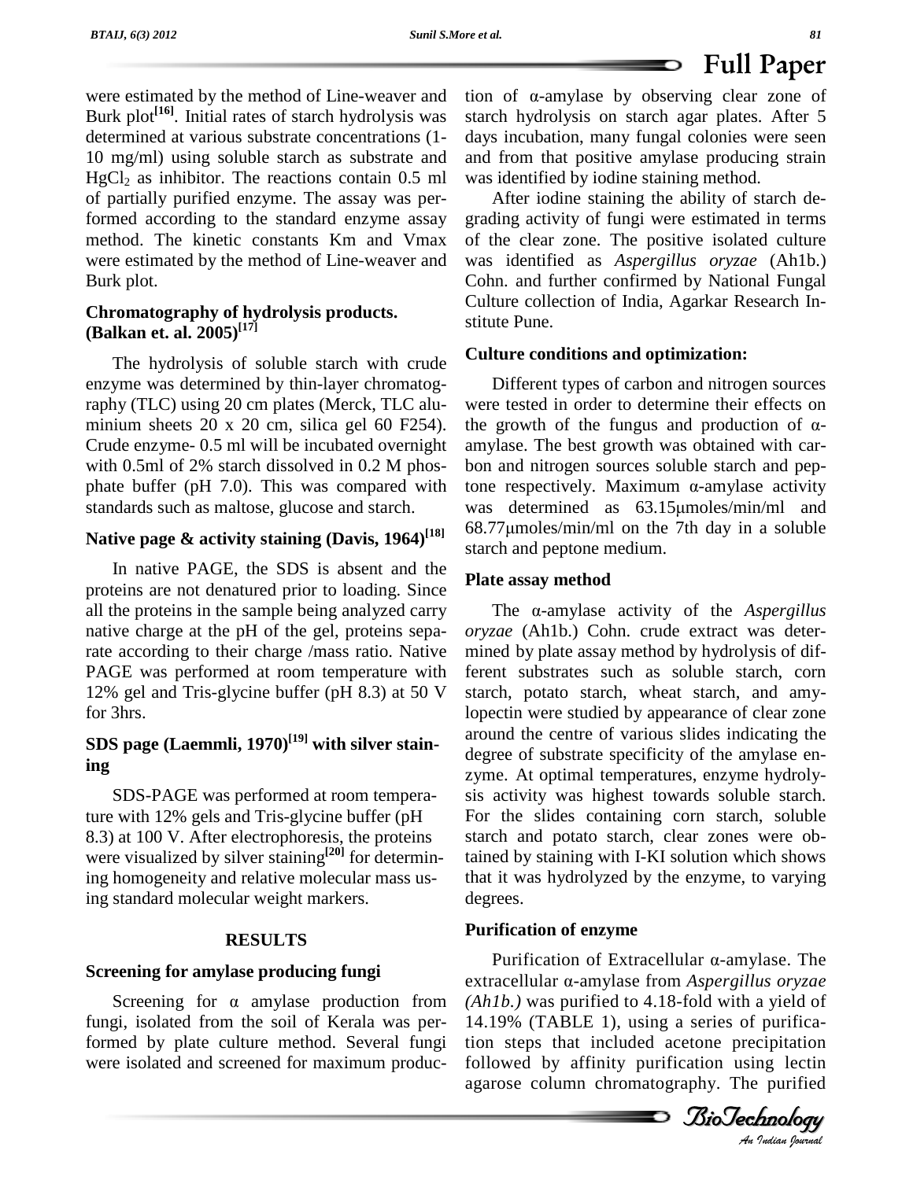were estimated by the method of Line-weaver and Burk plot[16]. Initial rates of starch hydrolysis was determined at various substrate concentrations (1-10 mg/ml) using soluble starch as substrate and $HgCl_2$ as inhibitor. The reactions contain 0.5 ml of partially purified enzyme. The assay was performed according to the standard enzyme assay method. The kinetic constants Km and Vmax were estimated by the method of Line-weaver and Burk plot.

### Chromatography of hydrolysis products. (Balkan et. al. 2005)[17]

The hydrolysis of soluble starch with crude enzyme was determined by thin-layer chromatography (TLC) using 20 cm plates (Merck, TLC aluminium sheets 20 x 20 cm, silica gel 60 F254). Crude enzyme- 0.5 ml will be incubated overnight with 0.5ml of 2% starch dissolved in 0.2 M phosphate buffer (pH 7.0). This was compared with standards such as maltose, glucose and starch.

### Native page & activity staining (Davis, 1964)[18]

In native PAGE, the SDS is absent and the proteins are not denatured prior to loading. Since all the proteins in the sample being analyzed carry native charge at the pH of the gel, proteins separate according to their charge /mass ratio. Native PAGE was performed at room temperature with 12% gel and Tris-glycine buffer (pH 8.3) at 50 V for 3hrs.

### SDS page (Laemmli, 1970)[19] with silver staining

SDS-PAGE was performed at room temperature with 12% gels and Tris-glycine buffer (pH 8.3) at 100 V. After electrophoresis, the proteins were visualized by silver staining[20] for determining homogeneity and relative molecular mass using standard molecular weight markers.

## RESULTS

### Screening for amylase producing fungi

Screening for α amylase production from fungi, isolated from the soil of Kerala was performed by plate culture method. Several fungi were isolated and screened for maximum production of α-amylase by observing clear zone of starch hydrolysis on starch agar plates. After 5 days incubation, many fungal colonies were seen and from that positive amylase producing strain was identified by iodine staining method.

After iodine staining the ability of starch degrading activity of fungi were estimated in terms of the clear zone. The positive isolated culture was identified as *Aspergillus oryzae* (Ah1b.) Cohn. and further confirmed by National Fungal Culture collection of India, Agarkar Research Institute Pune.

### Culture conditions and optimization:

Different types of carbon and nitrogen sources were tested in order to determine their effects on the growth of the fungus and production of α-amylase. The best growth was obtained with carbon and nitrogen sources soluble starch and peptone respectively. Maximum α-amylase activity was determined as 63.15μmoles/min/ml and 68.77μmoles/min/ml on the 7th day in a soluble starch and peptone medium.

### Plate assay method

The α-amylase activity of the *Aspergillus oryzae* (Ah1b.) Cohn. crude extract was determined by plate assay method by hydrolysis of different substrates such as soluble starch, corn starch, potato starch, wheat starch, and amylopectin were studied by appearance of clear zone around the centre of various slides indicating the degree of substrate specificity of the amylase enzyme. At optimal temperatures, enzyme hydrolysis activity was highest towards soluble starch. For the slides containing corn starch, soluble starch and potato starch, clear zones were obtained by staining with I-KI solution which shows that it was hydrolyzed by the enzyme, to varying degrees.

### Purification of enzyme

Purification of Extracellular α-amylase. The extracellular α-amylase from *Aspergillus oryzae (Ah1b.)* was purified to 4.18-fold with a yield of 14.19% (TABLE 1), using a series of purification steps that included acetone precipitation followed by affinity purification using lectin agarose column chromatography. The purified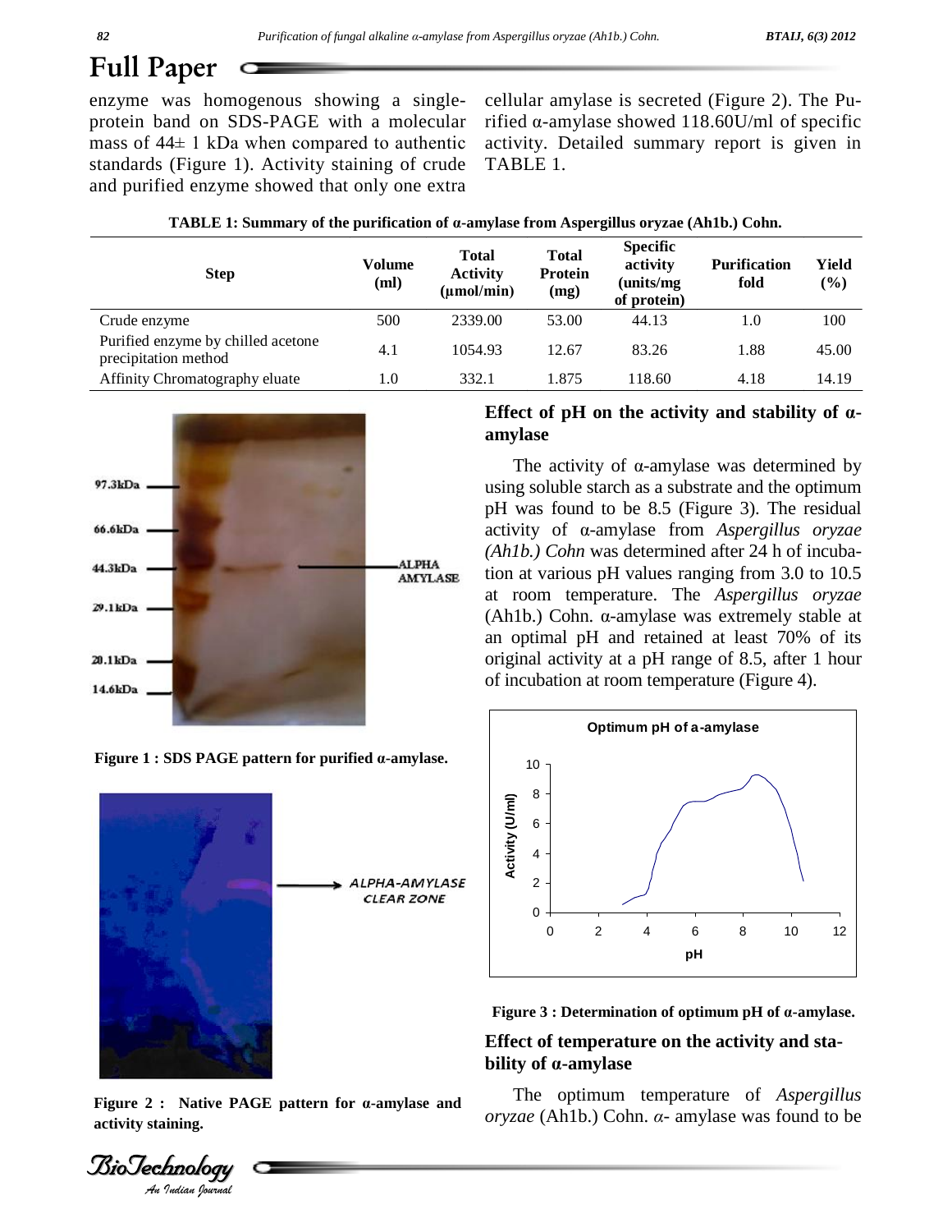enzyme was homogenous showing a single-protein band on SDS-PAGE with a molecular mass of 44± 1 kDa when compared to authentic standards (Figure 1). Activity staining of crude and purified enzyme showed that only one extra cellular amylase is secreted (Figure 2). The Purified α-amylase showed 118.60U/ml of specific activity. Detailed summary report is given in TABLE 1.

**TABLE 1: Summary of the purification of α-amylase from Aspergillus oryzae (Ah1b.) Cohn.**

| Step | Volume (ml) | Total Activity (µmol/min) | Total Protein (mg) | Specific activity (units/mg of protein) | Purification fold | Yield (%) |
|---|---|---|---|---|---|---|
| Crude enzyme | 500 | 2339.00 | 53.00 | 44.13 | 1.0 | 100 |
| Purified enzyme by chilled acetone precipitation method | 4.1 | 1054.93 | 12.67 | 83.26 | 1.88 | 45.00 |
| Affinity Chromatography eluate | 1.0 | 332.1 | 1.875 | 118.60 | 4.18 | 14.19 |

**Figure 1 : SDS PAGE pattern for purified α-amylase.**

**Figure 2 : Native PAGE pattern for α-amylase and activity staining.**

## Effect of pH on the activity and stability of α-amylase

The activity of α-amylase was determined by using soluble starch as a substrate and the optimum pH was found to be 8.5 (Figure 3). The residual activity of α-amylase from *Aspergillus oryzae (Ah1b.) Cohn* was determined after 24 h of incubation at various pH values ranging from 3.0 to 10.5 at room temperature. The *Aspergillus oryzae* (Ah1b.) Cohn. α-amylase was extremely stable at an optimal pH and retained at least 70% of its original activity at a pH range of 8.5, after 1 hour of incubation at room temperature (Figure 4).

**Figure 3 : Determination of optimum pH of α-amylase.**

## Effect of temperature on the activity and stability of α-amylase

The optimum temperature of *Aspergillus oryzae* (Ah1b.) Cohn. *α*- amylase was found to be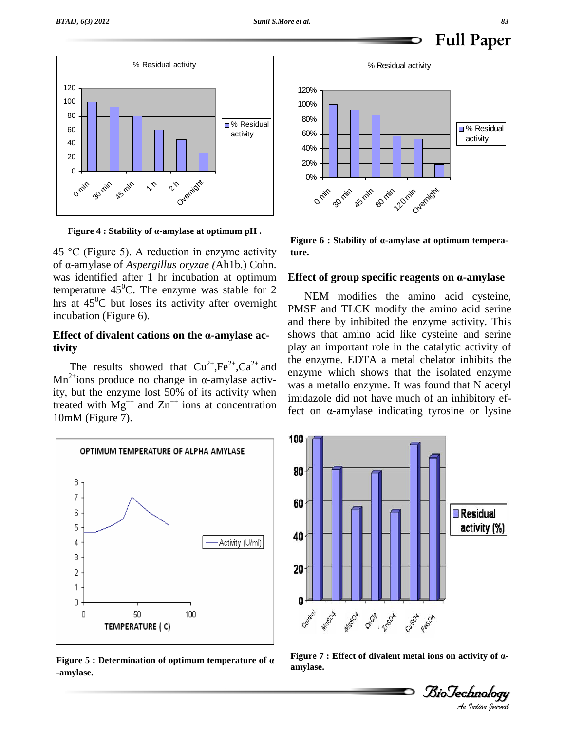**Figure 4 : Stability of α-amylase at optimum pH .**

45 °C (Figure 5). A reduction in enzyme activity of α-amylase of *Aspergillus oryzae (*Ah1b.) Cohn. was identified after 1 hr incubation at optimum temperature $45^0$C. The enzyme was stable for 2 hrs at $45^0$C but loses its activity after overnight incubation (Figure 6).

## Effect of divalent cations on the α-amylase activity

The results showed that $Cu^{2+}$,$Fe^{2+}$,$Ca^{2+}$ and $Mn^{2+}$ions produce no change in α-amylase activity, but the enzyme lost 50% of its activity when treated with $Mg^{++}$ and $Zn^{++}$ ions at concentration 10mM (Figure 7).

**Figure 5 : Determination of optimum temperature of α -amylase.**

**Figure 6 : Stability of α-amylase at optimum temperature.**

## Effect of group specific reagents on α-amylase

NEM modifies the amino acid cysteine, PMSF and TLCK modify the amino acid serine and there by inhibited the enzyme activity. This shows that amino acid like cysteine and serine play an important role in the catalytic activity of the enzyme. EDTA a metal chelator inhibits the enzyme which shows that the isolated enzyme was a metallo enzyme. It was found that N acetyl imidazole did not have much of an inhibitory effect on α-amylase indicating tyrosine or lysine

**Figure 7 : Effect of divalent metal ions on activity of α-amylase.**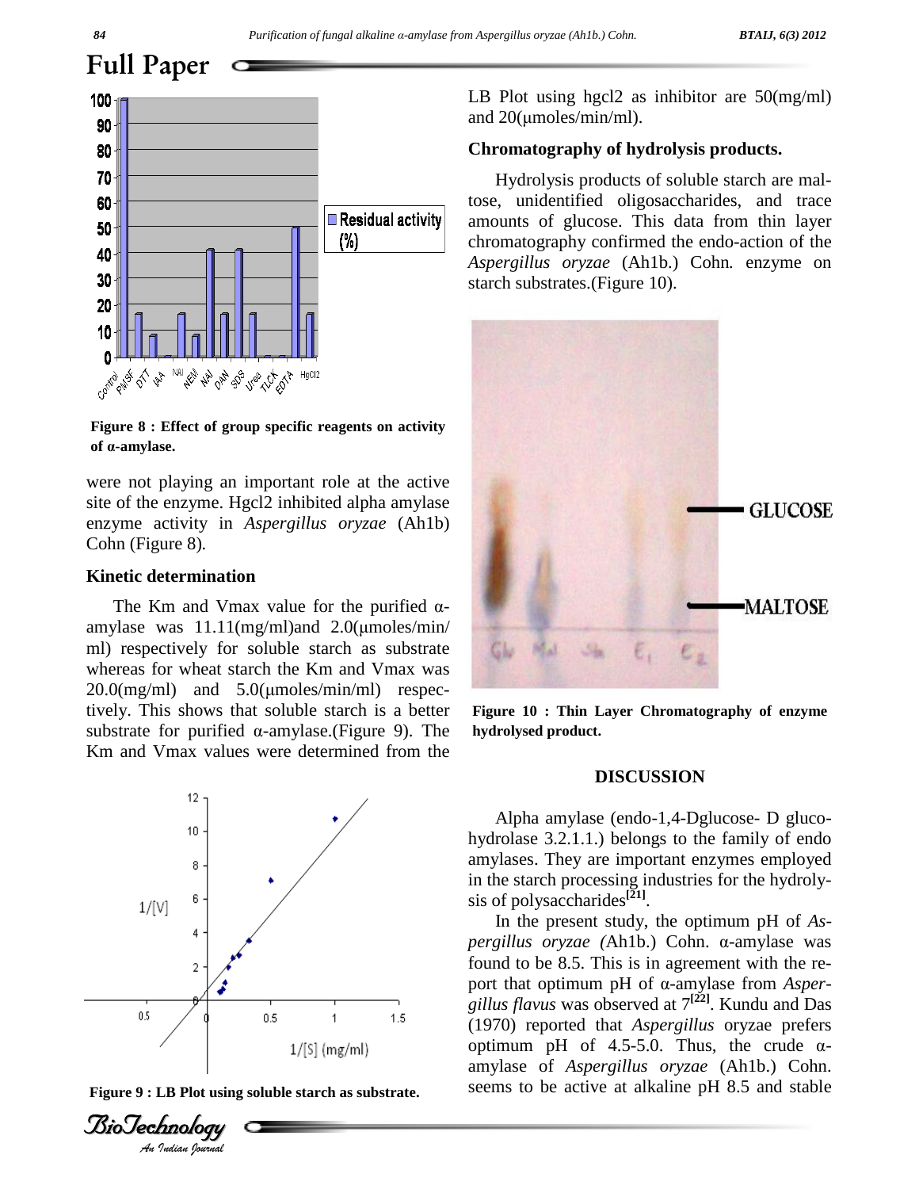## Full Paper

Figure 8 : Effect of group specific reagents on activity of α-amylase.

were not playing an important role at the active site of the enzyme. Hgcl2 inhibited alpha amylase enzyme activity in *Aspergillus oryzae* (Ah1b) Cohn (Figure 8).

### Kinetic determination

The Km and Vmax value for the purified α-amylase was 11.11(mg/ml)and 2.0(μmoles/min/ml) respectively for soluble starch as substrate whereas for wheat starch the Km and Vmax was 20.0(mg/ml) and 5.0(μmoles/min/ml) respectively. This shows that soluble starch is a better substrate for purified α-amylase.(Figure 9). The Km and Vmax values were determined from the LB Plot using hgcl2 as inhibitor are 50(mg/ml) and 20(μmoles/min/ml).

Figure 9 : LB Plot using soluble starch as substrate.

### Chromatography of hydrolysis products.

Hydrolysis products of soluble starch are maltose, unidentified oligosaccharides, and trace amounts of glucose. This data from thin layer chromatography confirmed the endo-action of the *Aspergillus oryzae* (Ah1b.) Cohn*.* enzyme on starch substrates.(Figure 10).

Figure 10 : Thin Layer Chromatography of enzyme hydrolysed product.

## DISCUSSION

Alpha amylase (endo-1,4-Dglucose- D glucohydrolase 3.2.1.1.) belongs to the family of endo amylases. They are important enzymes employed in the starch processing industries for the hydrolysis of polysaccharides[21].

In the present study, the optimum pH of *Aspergillus oryzae (*Ah1b.) Cohn. α-amylase was found to be 8.5. This is in agreement with the report that optimum pH of α-amylase from *Aspergillus flavus* was observed at 7[22]. Kundu and Das (1970) reported that *Aspergillus* oryzae prefers optimum pH of 4.5-5.0. Thus, the crude α-amylase of *Aspergillus oryzae* (Ah1b.) Cohn. seems to be active at alkaline pH 8.5 and stable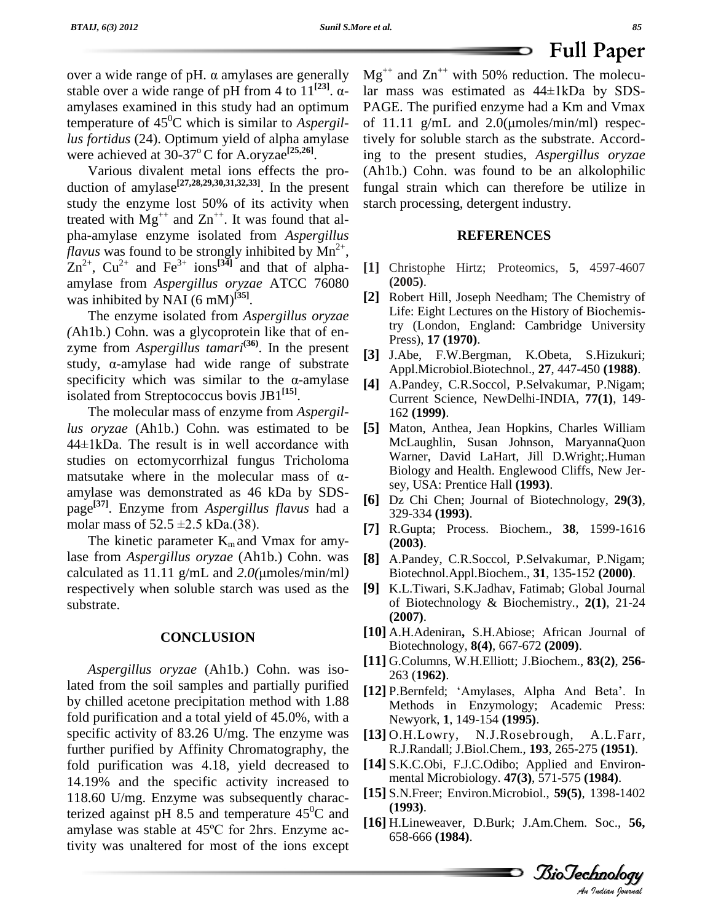over a wide range of pH. α amylases are generally stable over a wide range of pH from 4 to 11[23]. α-amylases examined in this study had an optimum temperature of $45^0$C which is similar to *Aspergillus fortidus* (24). Optimum yield of alpha amylase were achieved at 30-$37^o$ C for A.oryzae[25,26].

Various divalent metal ions effects the production of amylase[27,28,29,30,31,32,33]. In the present study the enzyme lost 50% of its activity when treated with $Mg^{++}$ and $Zn^{++}$. It was found that alpha-amylase enzyme isolated from *Aspergillus flavus* was found to be strongly inhibited by $Mn^{2+}$, $Zn^{2+}$, $Cu^{2+}$ and $Fe^{3+}$ ions[34] and that of alpha-amylase from *Aspergillus oryzae* ATCC 76080 was inhibited by NAI (6 mM)[35].

The enzyme isolated from *Aspergillus oryzae (*Ah1b.) Cohn. was a glycoprotein like that of enzyme from *Aspergillus tamari*(36). In the present study, α-amylase had wide range of substrate specificity which was similar to the α-amylase isolated from Streptococcus bovis JB1[15].

The molecular mass of enzyme from *Aspergillus oryzae* (Ah1b.) Cohn. was estimated to be 44±1kDa. The result is in well accordance with studies on ectomycorrhizal fungus Tricholoma matsutake where in the molecular mass of α-amylase was demonstrated as 46 kDa by SDS-page[37]. Enzyme from *Aspergillus flavus* had a molar mass of 52.5 ±2.5 kDa.(38).

The kinetic parameter $K_m$ and Vmax for amylase from *Aspergillus oryzae* (Ah1b.) Cohn. was calculated as 11.11 g/mL and *2.0(*μmoles/min/ml*)* respectively when soluble starch was used as the substrate.

## CONCLUSION

*Aspergillus oryzae* (Ah1b.) Cohn. was isolated from the soil samples and partially purified by chilled acetone precipitation method with 1.88 fold purification and a total yield of 45.0%, with a specific activity of 83.26 U/mg. The enzyme was further purified by Affinity Chromatography, the fold purification was 4.18, yield decreased to 14.19% and the specific activity increased to 118.60 U/mg. Enzyme was subsequently characterized against pH 8.5 and temperature $45^0$C and amylase was stable at 45ºC for 2hrs. Enzyme activity was unaltered for most of the ions except $Mg^{++}$ and $Zn^{++}$ with 50% reduction. The molecular mass was estimated as 44±1kDa by SDS-PAGE. The purified enzyme had a Km and Vmax of 11.11 g/mL and 2.0(μmoles/min/ml) respectively for soluble starch as the substrate. According to the present studies, *Aspergillus oryzae* (Ah1b.) Cohn. was found to be an alkolophilic fungal strain which can therefore be utilize in starch processing, detergent industry.

## REFERENCES

**[1]** Christophe Hirtz; Proteomics, **5**, 4597-4607 **(2005)**.

**[2]** Robert Hill, Joseph Needham; The Chemistry of Life: Eight Lectures on the History of Biochemistry (London, England: Cambridge University Press), **17 (1970)**.

**[3]** J.Abe, F.W.Bergman, K.Obeta, S.Hizukuri; Appl.Microbiol.Biotechnol., **27**, 447-450 **(1988)**.

**[4]** A.Pandey, C.R.Soccol, P.Selvakumar, P.Nigam; Current Science, NewDelhi-INDIA, **77(1)**, 149-162 **(1999)**.

**[5]** Maton, Anthea, Jean Hopkins, Charles William McLaughlin, Susan Johnson, MaryannaQuon Warner, David LaHart, Jill D.Wright;.Human Biology and Health. Englewood Cliffs, New Jersey, USA: Prentice Hall **(1993)**.

**[6]** Dz Chi Chen; Journal of Biotechnology, **29(3)**, 329-334 **(1993)**.

**[7]** R.Gupta; Process. Biochem., **38**, 1599-1616 **(2003)**.

**[8]** A.Pandey, C.R.Soccol, P.Selvakumar, P.Nigam; Biotechnol.Appl.Biochem., **31**, 135-152 **(2000)**.

**[9]** K.L.Tiwari, S.K.Jadhav, Fatimab; Global Journal of Biotechnology & Biochemistry., **2(1)**, 21-24 **(2007)**.

**[10]** A.H.Adeniran**,** S.H.Abiose; African Journal of Biotechnology, **8(4)**, 667-672 **(2009)**.

**[11]** G.Columns, W.H.Elliott; J.Biochem., **83(2)**, **256**-263 (**1962)**.

**[12]** P.Bernfeld; 'Amylases, Alpha And Beta'. In Methods in Enzymology; Academic Press: Newyork, **1**, 149-154 **(1995)**.

**[13]** O.H.Lowry, N.J.Rosebrough, A.L.Farr, R.J.Randall; J.Biol.Chem., **193**, 265-275 **(1951)**.

**[14]** S.K.C.Obi, F.J.C.Odibo; Applied and Environmental Microbiology. **47(3)**, 571-575 **(1984)**.

**[15]** S.N.Freer; Environ.Microbiol., **59(5)**, 1398-1402 **(1993)**.

**[16]** H.Lineweaver, D.Burk; J.Am.Chem. Soc., **56,** 658-666 **(1984)**.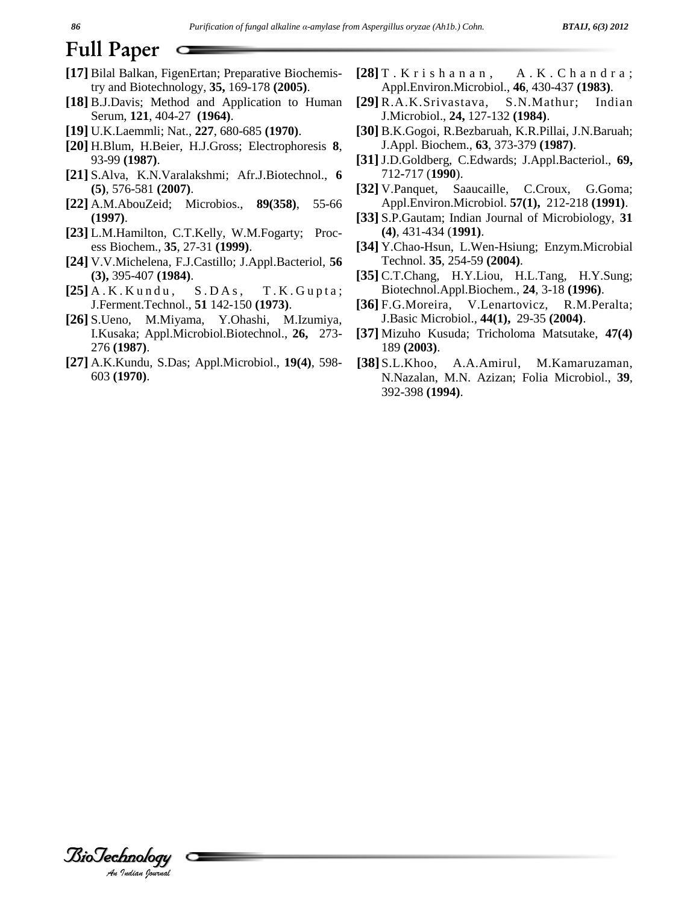[17] Bilal Balkan, FigenErtan; Preparative Biochemistry and Biotechnology, **35,** 169-178 **(2005)**.

[18] B.J.Davis; Method and Application to Human Serum, **121**, 404-27 **(1964)**.

[19] U.K.Laemmli; Nat., **227**, 680-685 **(1970)**.

[20] H.Blum, H.Beier, H.J.Gross; Electrophoresis **8**, 93-99 **(1987)**.

[21] S.Alva, K.N.Varalakshmi; Afr.J.Biotechnol., **6 (5)**, 576-581 **(2007)**.

[22] A.M.AbouZeid; Microbios., **89(358)**, 55-66 **(1997)**.

[23] L.M.Hamilton, C.T.Kelly, W.M.Fogarty; Process Biochem., **35**, 27-31 **(1999)**.

[24] V.V.Michelena, F.J.Castillo; J.Appl.Bacteriol, **56 (3),** 395-407 **(1984)**.

[25] A.K.Kundu, S.DAs, T.K.Gupta; J.Ferment.Technol., **51** 142-150 **(1973)**.

[26] S.Ueno, M.Miyama, Y.Ohashi, M.Izumiya, I.Kusaka; Appl.Microbiol.Biotechnol., **26,** 273-276 **(1987)**.

[27] A.K.Kundu, S.Das; Appl.Microbiol., **19(4)**, 598-603 **(1970)**.

[28] T.Krishanan, A.K.Chandra; Appl.Environ.Microbiol., **46**, 430-437 **(1983)**.

[29] R.A.K.Srivastava, S.N.Mathur; Indian J.Microbiol., **24,** 127-132 **(1984)**.

[30] B.K.Gogoi, R.Bezbaruah, K.R.Pillai, J.N.Baruah; J.Appl. Biochem., **63**, 373-379 **(1987)**.

[31] J.D.Goldberg, C.Edwards; J.Appl.Bacteriol., **69,** 712-717 (**1990**).

[32] V.Panquet, Saaucaille, C.Croux, G.Goma; Appl.Environ.Microbiol. **57(1),** 212-218 **(1991)**.

[33] S.P.Gautam; Indian Journal of Microbiology, **31 (4)**, 431-434 (**1991)**.

[34] Y.Chao-Hsun, L.Wen-Hsiung; Enzym.Microbial Technol. **35**, 254-59 **(2004)**.

[35] C.T.Chang, H.Y.Liou, H.L.Tang, H.Y.Sung; Biotechnol.Appl.Biochem., **24**, 3-18 **(1996)**.

[36] F.G.Moreira, V.Lenartovicz, R.M.Peralta; J.Basic Microbiol., **44(1),** 29-35 **(2004)**.

[37] Mizuho Kusuda; Tricholoma Matsutake, **47(4)** 189 **(2003)**.

[38] S.L.Khoo, A.A.Amirul, M.Kamaruzaman, N.Nazalan, M.N. Azizan; Folia Microbiol., **39**, 392-398 **(1994)**.